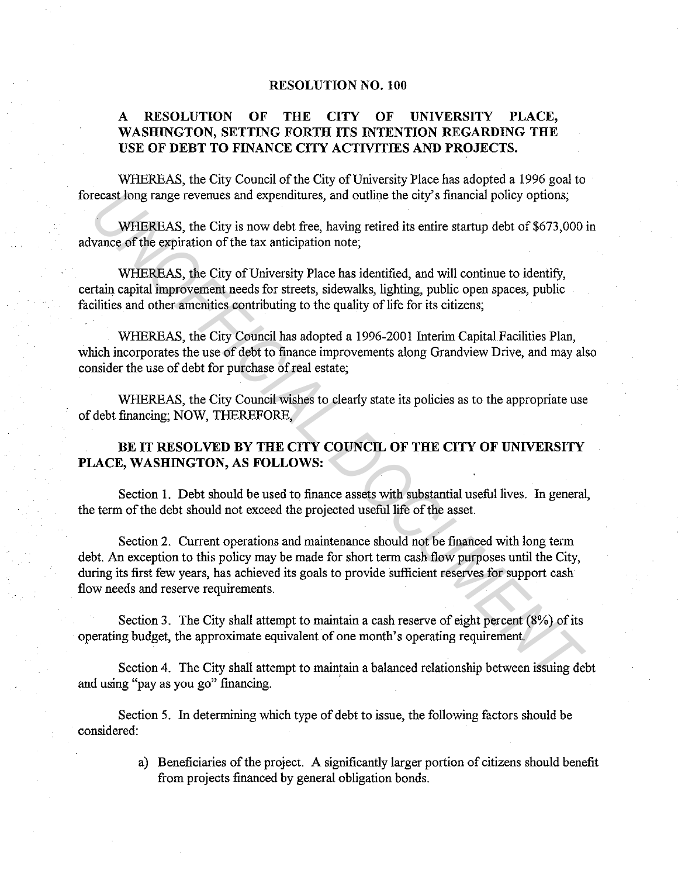# RESOLUTION NO. 100

## A RESOLUTION OF THE CITY OF UNIVERSITY PLACE, WASHINGTON, SETTING FORTH ITS INTENTION REGARDING THE USE OF DEBT TO FINANCE CITY ACTIVITIES AND PROJECTS.

WHEREAS, the City Council of the City of University Place has adopted a 1996 goal to forecast long range revenues and expenditures, and outline the city's financial policy options;

WHEREAS, the City is now debt free, having retired its entire startup debt of $673,000 in advance of the expiration of the tax anticipation note;

WHEREAS, the City of University Place has identified, and will continue to identify, certain capital improvement needs for streets, sidewalks, lighting, public open spaces, public facilities and other amenities contributing to the quality of life for its citizens;

WHEREAS, the City Council has adopted a 1996-2001 Interim Capital Facilities Plan, which incorporates the use of debt to finance improvements along Grandview Drive, and may also consider the use of debt for purchase of real estate;

WHEREAS, the City Council wishes to clearly state its policies as to the appropriate use of debt financing; NOW, THEREFORE,

**BE IT RESOLVED BY THE CITY COUNCIL OF THE CITY OF UNIVERSITY PLACE, WASHINGTON, AS FOLLOWS:**

Section 1. Debt should be used to finance assets with substantial useful lives. In general, the term of the debt should not exceed the projected useful life of the asset.

Section 2. Current operations and maintenance should not be financed with long term debt. An exception to this policy may be made for short term cash flow purposes until the City, during its first few years, has achieved its goals to provide sufficient reserves for support cash flow needs and reserve requirements.

Section 3. The City shall attempt to maintain a cash reserve of eight percent (8%) of its operating budget, the approximate equivalent of one month's operating requirement.

Section 4. The City shall attempt to maintain a balanced relationship between issuing debt and using "pay as you go" financing.

Section 5. In determining which type of debt to issue, the following factors should be considered:

a) Beneficiaries of the project. A significantly larger portion of citizens should benefit from projects financed by general obligation bonds.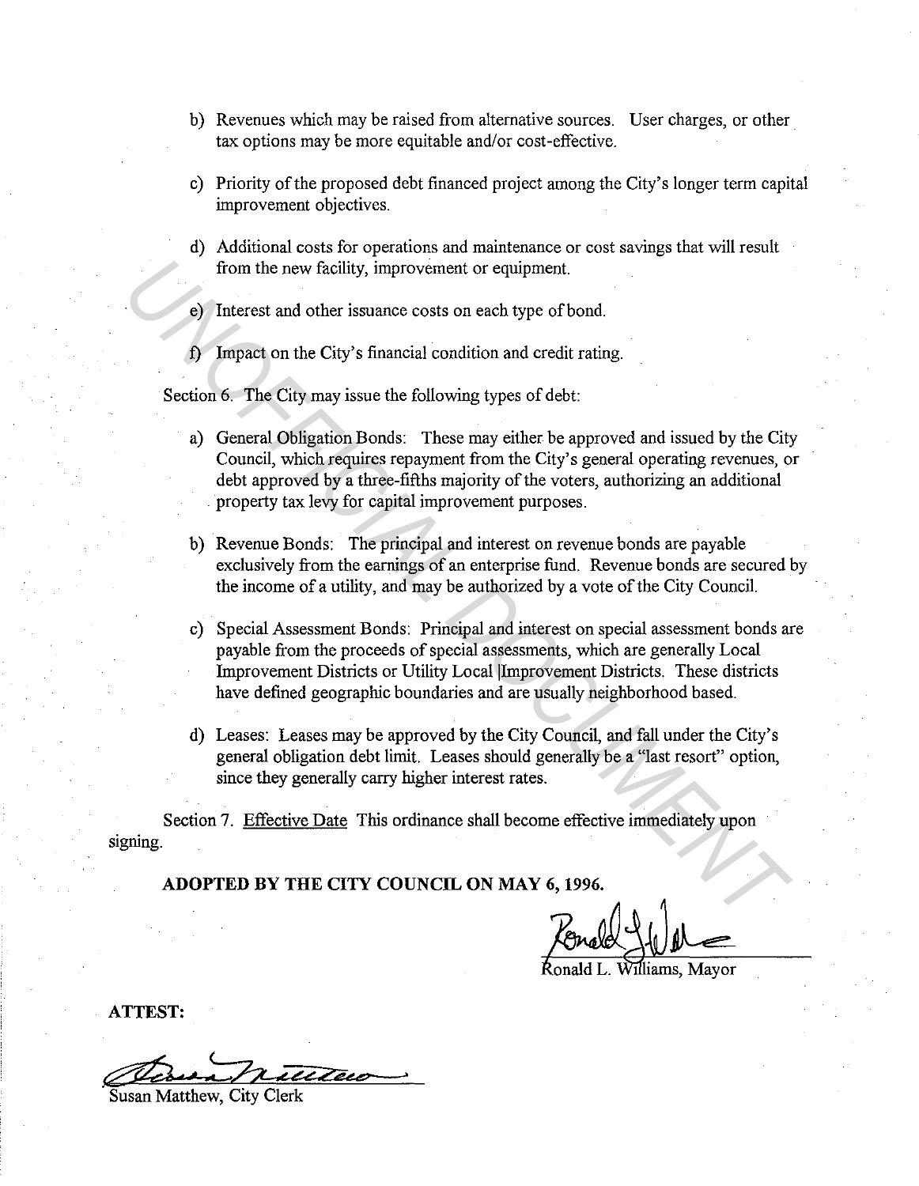b) Revenues which may be raised from alternative sources. User charges, or other tax options may be more equitable and/or cost-effective.

c) Priority of the proposed debt financed project among the City's longer term capital improvement objectives.

d) Additional costs for operations and maintenance or cost savings that will result from the new facility, improvement or equipment.

e) Interest and other issuance costs on each type of bond.

f) Impact on the City's financial condition and credit rating.

Section 6. The City may issue the following types of debt:

a) General Obligation Bonds: These may either be approved and issued by the City Council, which requires repayment from the City's general operating revenues, or debt approved by a three-fifths majority of the voters, authorizing an additional property tax levy for capital improvement purposes.

b) Revenue Bonds: The principal and interest on revenue bonds are payable exclusively from the earnings of an enterprise fund. Revenue bonds are secured by the income of a utility, and may be authorized by a vote of the City Council.

c) Special Assessment Bonds: Principal and interest on special assessment bonds are payable from the proceeds of special assessments, which are generally Local Improvement Districts or Utility Local |Improvement Districts. These districts have defined geographic boundaries and are usually neighborhood based.

d) Leases: Leases may be approved by the City Council, and fall under the City's general obligation debt limit. Leases should generally be a "last resort" option, since they generally carry higher interest rates.

Section 7. Effective Date This ordinance shall become effective immediately upon signing.

**ADOPTED BY THE CITY COUNCIL ON MAY 6, 1996.**

Ronald L. Williams, Mayor

**ATTEST:**

Susan Matthew, City Clerk